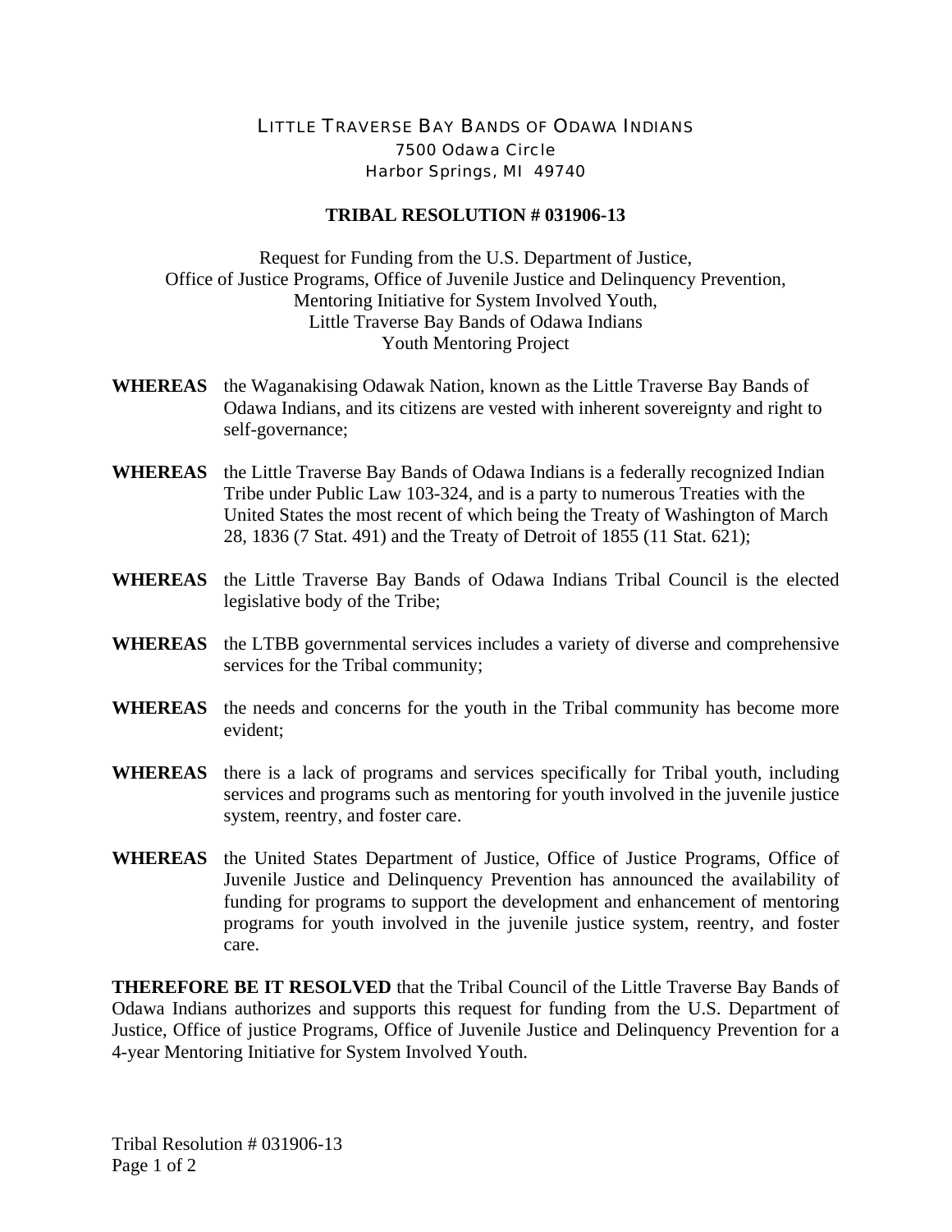LITTLE TRAVERSE BAY BANDS OF ODAWA INDIANS
7500 Odawa Circle
Harbor Springs, MI 49740

# TRIBAL RESOLUTION # 031906-13

Request for Funding from the U.S. Department of Justice,
Office of Justice Programs, Office of Juvenile Justice and Delinquency Prevention,
Mentoring Initiative for System Involved Youth,
Little Traverse Bay Bands of Odawa Indians
Youth Mentoring Project

**WHEREAS** the Waganakising Odawak Nation, known as the Little Traverse Bay Bands of Odawa Indians, and its citizens are vested with inherent sovereignty and right to self-governance;

**WHEREAS** the Little Traverse Bay Bands of Odawa Indians is a federally recognized Indian Tribe under Public Law 103-324, and is a party to numerous Treaties with the United States the most recent of which being the Treaty of Washington of March 28, 1836 (7 Stat. 491) and the Treaty of Detroit of 1855 (11 Stat. 621);

**WHEREAS** the Little Traverse Bay Bands of Odawa Indians Tribal Council is the elected legislative body of the Tribe;

**WHEREAS** the LTBB governmental services includes a variety of diverse and comprehensive services for the Tribal community;

**WHEREAS** the needs and concerns for the youth in the Tribal community has become more evident;

**WHEREAS** there is a lack of programs and services specifically for Tribal youth, including services and programs such as mentoring for youth involved in the juvenile justice system, reentry, and foster care.

**WHEREAS** the United States Department of Justice, Office of Justice Programs, Office of Juvenile Justice and Delinquency Prevention has announced the availability of funding for programs to support the development and enhancement of mentoring programs for youth involved in the juvenile justice system, reentry, and foster care.

**THEREFORE BE IT RESOLVED** that the Tribal Council of the Little Traverse Bay Bands of Odawa Indians authorizes and supports this request for funding from the U.S. Department of Justice, Office of justice Programs, Office of Juvenile Justice and Delinquency Prevention for a 4-year Mentoring Initiative for System Involved Youth.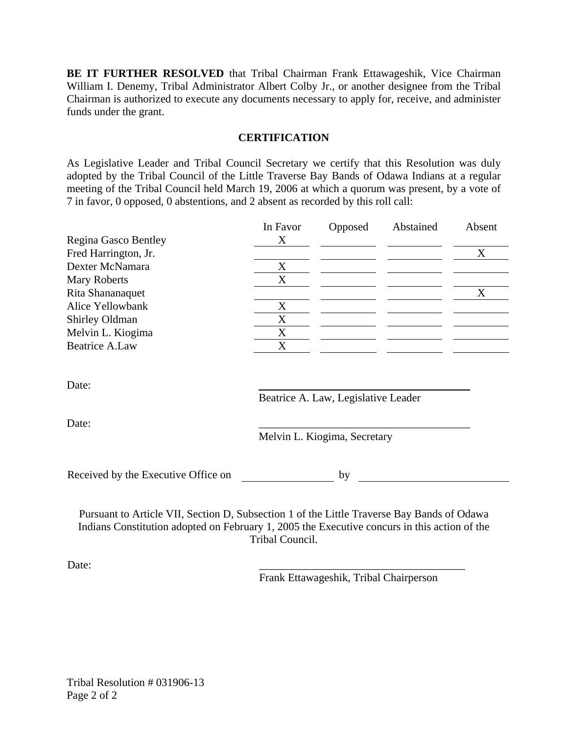**BE IT FURTHER RESOLVED** that Tribal Chairman Frank Ettawageshik, Vice Chairman William I. Denemy, Tribal Administrator Albert Colby Jr., or another designee from the Tribal Chairman is authorized to execute any documents necessary to apply for, receive, and administer funds under the grant.

## CERTIFICATION

As Legislative Leader and Tribal Council Secretary we certify that this Resolution was duly adopted by the Tribal Council of the Little Traverse Bay Bands of Odawa Indians at a regular meeting of the Tribal Council held March 19, 2006 at which a quorum was present, by a vote of 7 in favor, 0 opposed, 0 abstentions, and 2 absent as recorded by this roll call:

| | In Favor | Opposed | Abstained | Absent |
|---|---|---|---|---|
| Regina Gasco Bentley | X | | | |
| Fred Harrington, Jr. | | | | X |
| Dexter McNamara | X | | | |
| Mary Roberts | X | | | |
| Rita Shananaquet | | | | X |
| Alice Yellowbank | X | | | |
| Shirley Oldman | X | | | |
| Melvin L. Kiogima | X | | | |
| Beatrice A.Law | X | | | |

Date: ______________________________________
Beatrice A. Law, Legislative Leader

Date: ______________________________________
Melvin L. Kiogima, Secretary

Received by the Executive Office on ________________ by ___________________________

Pursuant to Article VII, Section D, Subsection 1 of the Little Traverse Bay Bands of Odawa Indians Constitution adopted on February 1, 2005 the Executive concurs in this action of the Tribal Council.

Date: ______________________________________
Frank Ettawageshik, Tribal Chairperson

Tribal Resolution # 031906-13